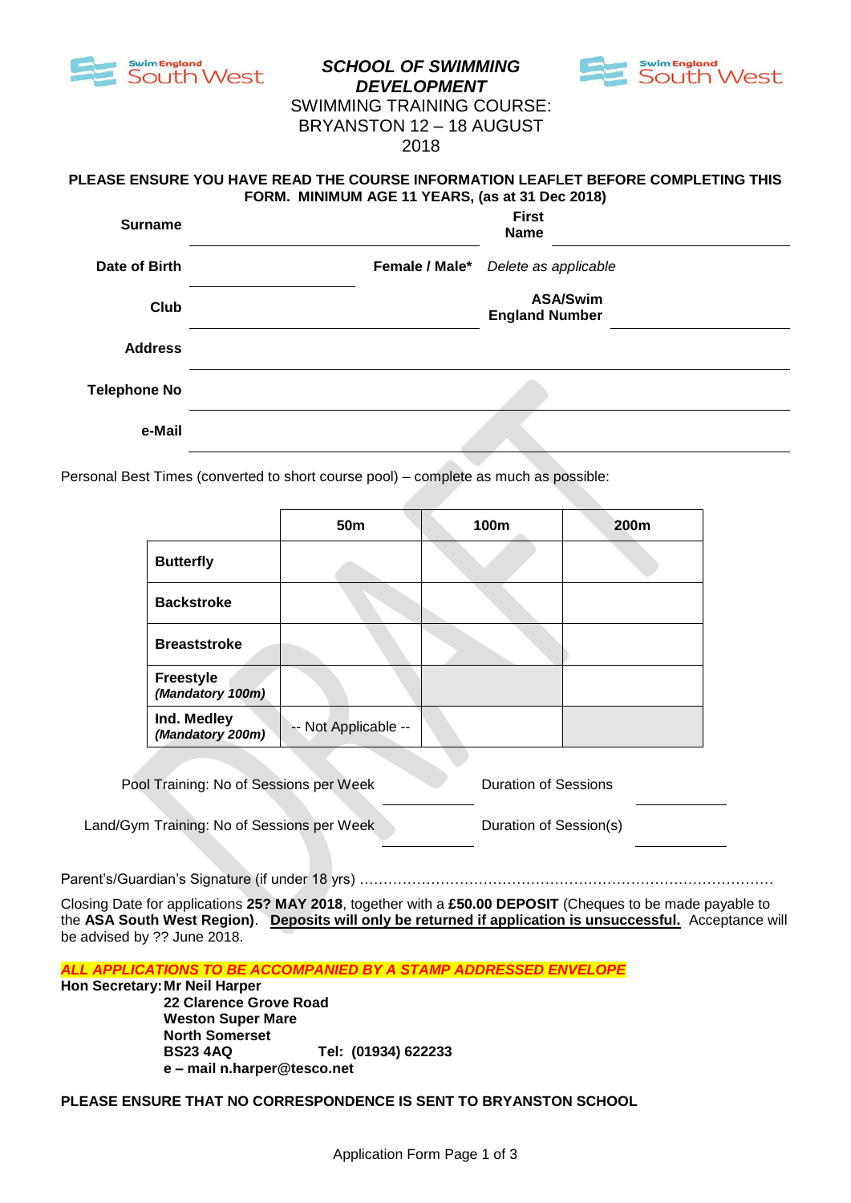# *SCHOOL OF SWIMMING DEVELOPMENT*

SWIMMING TRAINING COURSE:
BRYANSTON 12 – 18 AUGUST 2018

**PLEASE ENSURE YOU HAVE READ THE COURSE INFORMATION LEAFLET BEFORE COMPLETING THIS FORM. MINIMUM AGE 11 YEARS, (as at 31 Dec 2018)**

**Surname** ______________________ **First Name** ______________________

**Date of Birth** ______________ **Female / Male*** *Delete as applicable*

**Club** ______________________ **ASA/Swim England Number** ______________

**Address** ________________________________________________

**Telephone No** ________________________________________________

**e-Mail** ________________________________________________

Personal Best Times (converted to short course pool) – complete as much as possible:

| | **50m** | **100m** | **200m** |
|---|---|---|---|
| **Butterfly** | | | |
| **Backstroke** | | | |
| **Breaststroke** | | | |
| **Freestyle** ***(Mandatory 100m)*** | | | |
| **Ind. Medley** ***(Mandatory 200m)*** | -- Not Applicable -- | | |

Pool Training: No of Sessions per Week __________ Duration of Sessions __________

Land/Gym Training: No of Sessions per Week __________ Duration of Session(s) __________

Parent's/Guardian's Signature (if under 18 yrs) ……………………………………………………………………………

Closing Date for applications **25? MAY 2018**, together with a **£50.00 DEPOSIT** (Cheques to be made payable to the **ASA South West Region)**. **<u>Deposits will only be returned if application is unsuccessful.</u>** Acceptance will be advised by ?? June 2018.

***ALL APPLICATIONS TO BE ACCOMPANIED BY A STAMP ADDRESSED ENVELOPE***

**Hon Secretary: Mr Neil Harper**
**22 Clarence Grove Road**
**Weston Super Mare**
**North Somerset**
**BS23 4AQ Tel: (01934) 622233**
**e – mail n.harper@tesco.net**

**PLEASE ENSURE THAT NO CORRESPONDENCE IS SENT TO BRYANSTON SCHOOL**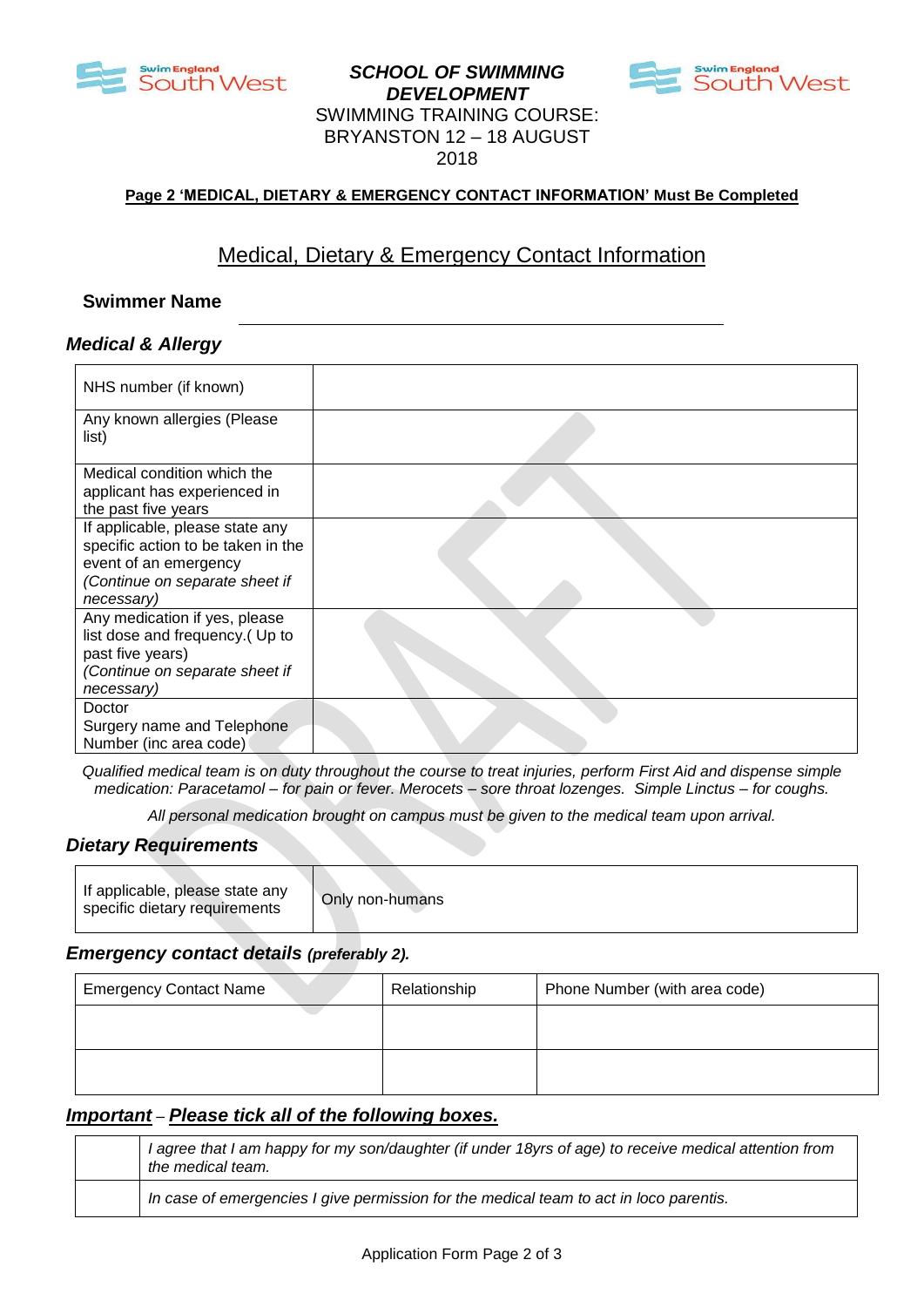**SCHOOL OF SWIMMING DEVELOPMENT**
SWIMMING TRAINING COURSE: BRYANSTON 12 – 18 AUGUST 2018

**Page 2 'MEDICAL, DIETARY & EMERGENCY CONTACT INFORMATION' Must Be Completed**

## Medical, Dietary & Emergency Contact Information

**Swimmer Name** ______________________________

### *Medical & Allergy*

| | |
|---|---|
| NHS number (if known) | |
| Any known allergies (Please list) | |
| Medical condition which the applicant has experienced in the past five years | |
| If applicable, please state any specific action to be taken in the event of an emergency *(Continue on separate sheet if necessary)* | |
| Any medication if yes, please list dose and frequency.( Up to past five years) *(Continue on separate sheet if necessary)* | |
| Doctor Surgery name and Telephone Number (inc area code) | |

*Qualified medical team is on duty throughout the course to treat injuries, perform First Aid and dispense simple medication: Paracetamol – for pain or fever. Merocets – sore throat lozenges. Simple Linctus – for coughs.*

*All personal medication brought on campus must be given to the medical team upon arrival.*

### *Dietary Requirements*

| | |
|---|---|
| If applicable, please state any specific dietary requirements | Only non-humans |

### *Emergency contact details (preferably 2).*

| Emergency Contact Name | Relationship | Phone Number (with area code) |
|---|---|---|
| | | |
| | | |

### ***Important – Please tick all of the following boxes.***

| | |
|---|---|
| | *I agree that I am happy for my son/daughter (if under 18yrs of age) to receive medical attention from the medical team.* |
| | *In case of emergencies I give permission for the medical team to act in loco parentis.* |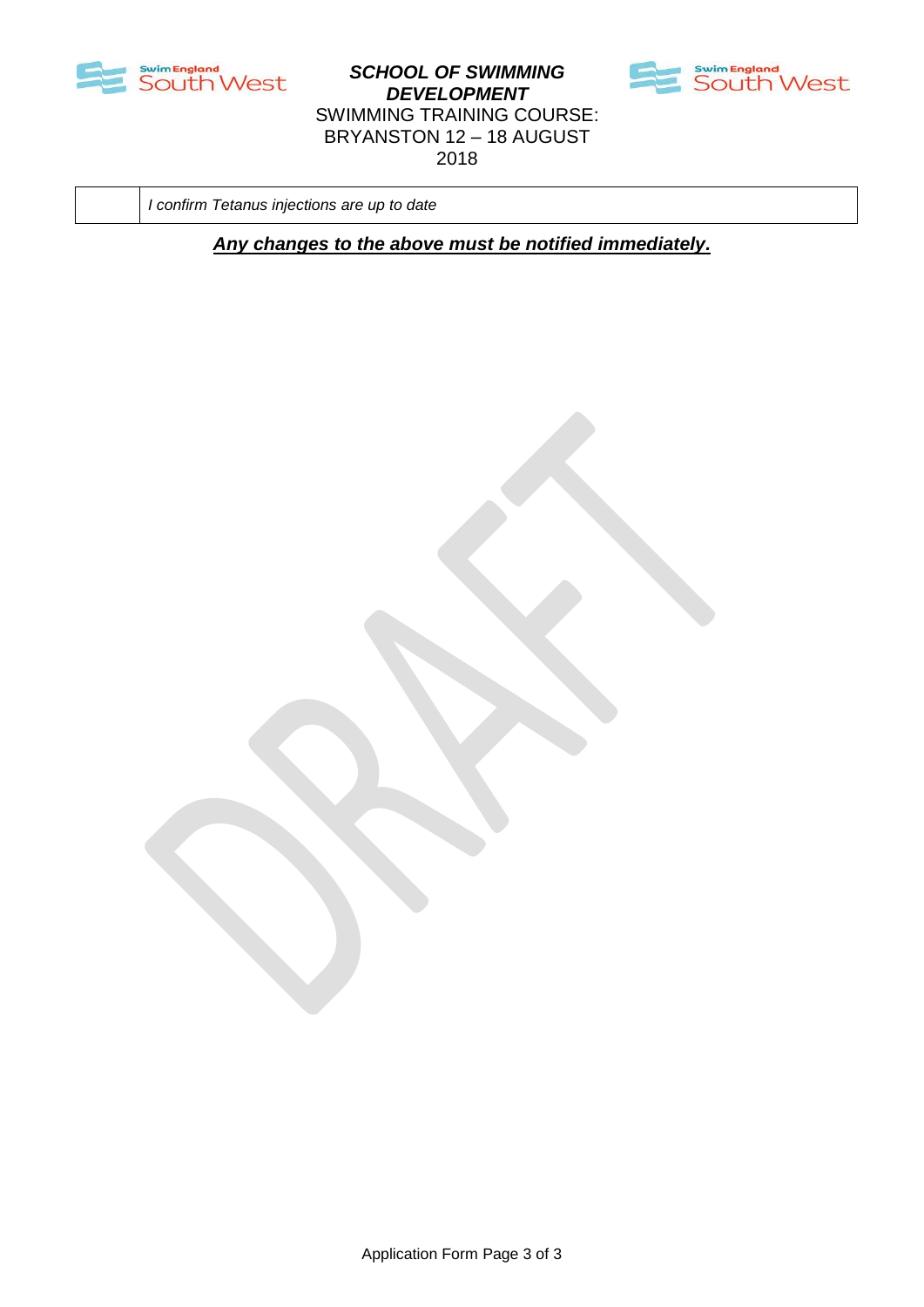***SCHOOL OF SWIMMING DEVELOPMENT***

SWIMMING TRAINING COURSE: BRYANSTON 12 – 18 AUGUST 2018

| | |
|---|---|
| | *I confirm Tetanus injections are up to date* |

***Any changes to the above must be notified immediately.***

DRAFT